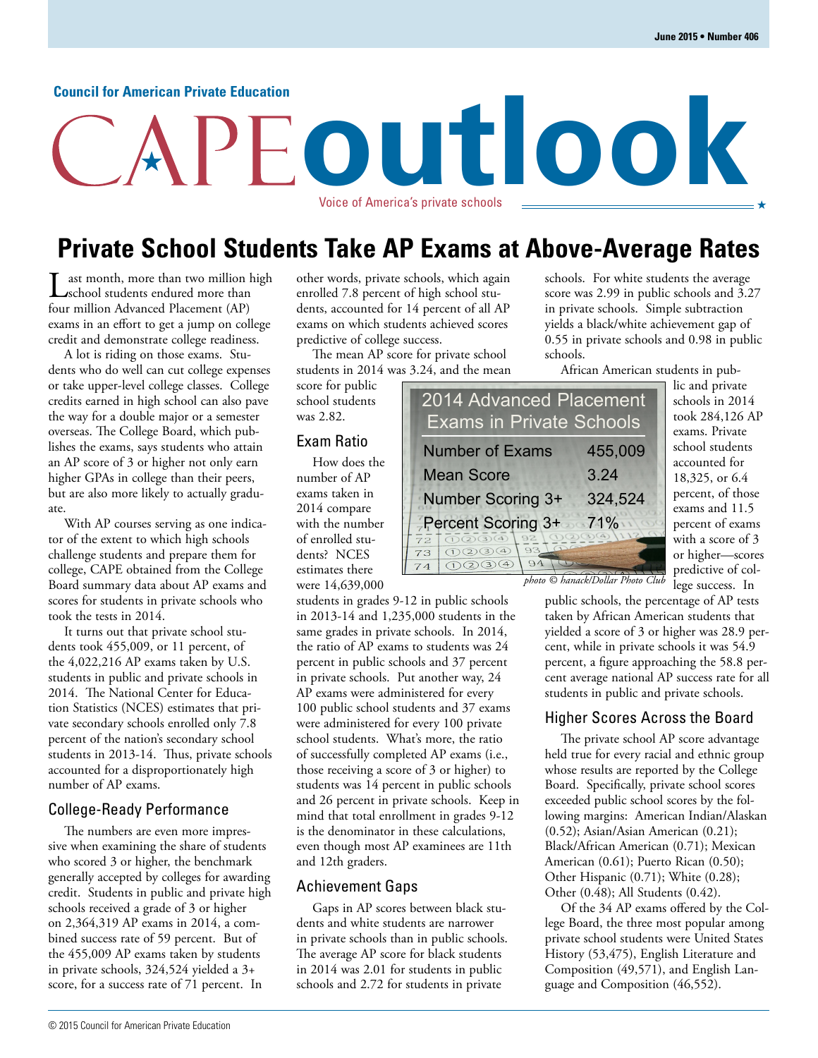Council for American Private Education

# CAPE outlook

Voice of America's private schools

## Private School Students Take AP Exams at Above-Average Rates

Last month, more than two million high school students endured more than four million Advanced Placement (AP) exams in an effort to get a jump on college credit and demonstrate college readiness.

A lot is riding on those exams. Students who do well can cut college expenses or take upper-level college classes. College credits earned in high school can also pave the way for a double major or a semester overseas. The College Board, which publishes the exams, says students who attain an AP score of 3 or higher not only earn higher GPAs in college than their peers, but are also more likely to actually graduate.

With AP courses serving as one indicator of the extent to which high schools challenge students and prepare them for college, CAPE obtained from the College Board summary data about AP exams and scores for students in private schools who took the tests in 2014.

It turns out that private school students took 455,009, or 11 percent, of the 4,022,216 AP exams taken by U.S. students in public and private schools in 2014. The National Center for Education Statistics (NCES) estimates that private secondary schools enrolled only 7.8 percent of the nation's secondary school students in 2013-14. Thus, private schools accounted for a disproportionately high number of AP exams.

### College-Ready Performance

The numbers are even more impressive when examining the share of students who scored 3 or higher, the benchmark generally accepted by colleges for awarding credit. Students in public and private high schools received a grade of 3 or higher on 2,364,319 AP exams in 2014, a combined success rate of 59 percent. But of the 455,009 AP exams taken by students in private schools, 324,524 yielded a 3+ score, for a success rate of 71 percent. In other words, private schools, which again enrolled 7.8 percent of high school students, accounted for 14 percent of all AP exams on which students achieved scores predictive of college success.

The mean AP score for private school students in 2014 was 3.24, and the mean score for public school students was 2.82.

| 2014 Advanced Placement Exams in Private Schools | |
|---|---|
| Number of Exams | 455,009 |
| Mean Score | 3.24 |
| Number Scoring 3+ | 324,524 |
| Percent Scoring 3+ | 71% |

*photo © hanack/Dollar Photo Club*

### Exam Ratio

How does the number of AP exams taken in 2014 compare with the number of enrolled students? NCES estimates there were 14,639,000 students in grades 9-12 in public schools in 2013-14 and 1,235,000 students in the same grades in private schools. In 2014, the ratio of AP exams to students was 24 percent in public schools and 37 percent in private schools. Put another way, 24 AP exams were administered for every 100 public school students and 37 exams were administered for every 100 private school students. What's more, the ratio of successfully completed AP exams (i.e., those receiving a score of 3 or higher) to students was 14 percent in public schools and 26 percent in private schools. Keep in mind that total enrollment in grades 9-12 is the denominator in these calculations, even though most AP examinees are 11th and 12th graders.

### Achievement Gaps

Gaps in AP scores between black students and white students are narrower in private schools than in public schools. The average AP score for black students in 2014 was 2.01 for students in public schools and 2.72 for students in private schools. For white students the average score was 2.99 in public schools and 3.27 in private schools. Simple subtraction yields a black/white achievement gap of 0.55 in private schools and 0.98 in public schools.

African American students in public and private schools in 2014 took 284,126 AP exams. Private school students accounted for 18,325, or 6.4 percent, of those exams and 11.5 percent of exams with a score of 3 or higher—scores predictive of college success. In public schools, the percentage of AP tests taken by African American students that yielded a score of 3 or higher was 28.9 percent, while in private schools it was 54.9 percent, a figure approaching the 58.8 percent average national AP success rate for all students in public and private schools.

### Higher Scores Across the Board

The private school AP score advantage held true for every racial and ethnic group whose results are reported by the College Board. Specifically, private school scores exceeded public school scores by the following margins: American Indian/Alaskan (0.52); Asian/Asian American (0.21); Black/African American (0.71); Mexican American (0.61); Puerto Rican (0.50); Other Hispanic (0.71); White (0.28); Other (0.48); All Students (0.42).

Of the 34 AP exams offered by the College Board, the three most popular among private school students were United States History (53,475), English Literature and Composition (49,571), and English Language and Composition (46,552).

© 2015 Council for American Private Education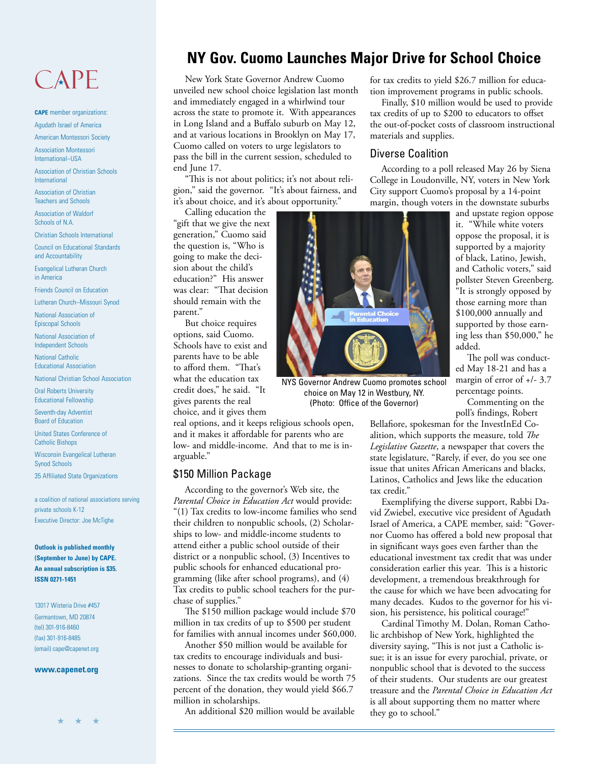# CAPE

**CAPE** member organizations:

Agudath Israel of America

American Montessori Society

Association Montessori International–USA

Association of Christian Schools International

Association of Christian Teachers and Schools

Association of Waldorf Schools of N.A.

Christian Schools International

Council on Educational Standards and Accountability

Evangelical Lutheran Church in America

Friends Council on Education

Lutheran Church–Missouri Synod

National Association of Episcopal Schools

National Association of Independent Schools

National Catholic Educational Association

National Christian School Association

Oral Roberts University Educational Fellowship

Seventh-day Adventist Board of Education

United States Conference of Catholic Bishops

Wisconsin Evangelical Lutheran Synod Schools

35 Affiliated State Organizations

a coalition of national associations serving private schools K-12

Executive Director: Joe McTighe

**Outlook is published monthly (September to June) by CAPE. An annual subscription is $35. ISSN 0271-1451**

13017 Wisteria Drive #457
Germantown, MD 20874
(tel) 301-916-8460
(fax) 301-916-8485
(email) cape@capenet.org

**www.capenet.org**

## NY Gov. Cuomo Launches Major Drive for School Choice

New York State Governor Andrew Cuomo unveiled new school choice legislation last month and immediately engaged in a whirlwind tour across the state to promote it. With appearances in Long Island and a Buffalo suburb on May 12, and at various locations in Brooklyn on May 17, Cuomo called on voters to urge legislators to pass the bill in the current session, scheduled to end June 17.

"This is not about politics; it's not about religion," said the governor. "It's about fairness, and it's about choice, and it's about opportunity."

Calling education the "gift that we give the next generation," Cuomo said the question is, "Who is going to make the decision about the child's education?" His answer was clear: "That decision should remain with the parent."

But choice requires options, said Cuomo. Schools have to exist and parents have to be able to afford them. "That's what the education tax credit does," he said. "It gives parents the real choice, and it gives them real options, and it keeps religious schools open, and it makes it affordable for parents who are low- and middle-income. And that to me is inarguable."

NYS Governor Andrew Cuomo promotes school choice on May 12 in Westbury, NY. (Photo: Office of the Governor)

### $150 Million Package

According to the governor's Web site, the *Parental Choice in Education Act* would provide: "(1) Tax credits to low-income families who send their children to nonpublic schools, (2) Scholarships to low- and middle-income students to attend either a public school outside of their district or a nonpublic school, (3) Incentives to public schools for enhanced educational programming (like after school programs), and (4) Tax credits to public school teachers for the purchase of supplies."

The $150 million package would include $70 million in tax credits of up to $500 per student for families with annual incomes under $60,000.

Another $50 million would be available for tax credits to encourage individuals and businesses to donate to scholarship-granting organizations. Since the tax credits would be worth 75 percent of the donation, they would yield $66.7 million in scholarships.

An additional $20 million would be available for tax credits to yield $26.7 million for education improvement programs in public schools.

Finally, $10 million would be used to provide tax credits of up to $200 to educators to offset the out-of-pocket costs of classroom instructional materials and supplies.

### Diverse Coalition

According to a poll released May 26 by Siena College in Loudonville, NY, voters in New York City support Cuomo's proposal by a 14-point margin, though voters in the downstate suburbs and upstate region oppose it. "While white voters oppose the proposal, it is supported by a majority of black, Latino, Jewish, and Catholic voters," said pollster Steven Greenberg. "It is strongly opposed by those earning more than $100,000 annually and supported by those earning less than $50,000," he added.

The poll was conducted May 18-21 and has a margin of error of +/- 3.7 percentage points.

Commenting on the poll's findings, Robert Bellafiore, spokesman for the InvestInEd Coalition, which supports the measure, told *The Legislative Gazette*, a newspaper that covers the state legislature, "Rarely, if ever, do you see one issue that unites African Americans and blacks, Latinos, Catholics and Jews like the education tax credit."

Exemplifying the diverse support, Rabbi David Zwiebel, executive vice president of Agudath Israel of America, a CAPE member, said: "Governor Cuomo has offered a bold new proposal that in significant ways goes even farther than the educational investment tax credit that was under consideration earlier this year. This is a historic development, a tremendous breakthrough for the cause for which we have been advocating for many decades. Kudos to the governor for his vision, his persistence, his political courage!"

Cardinal Timothy M. Dolan, Roman Catholic archbishop of New York, highlighted the diversity saying, "This is not just a Catholic issue; it is an issue for every parochial, private, or nonpublic school that is devoted to the success of their students. Our students are our greatest treasure and the *Parental Choice in Education Act* is all about supporting them no matter where they go to school."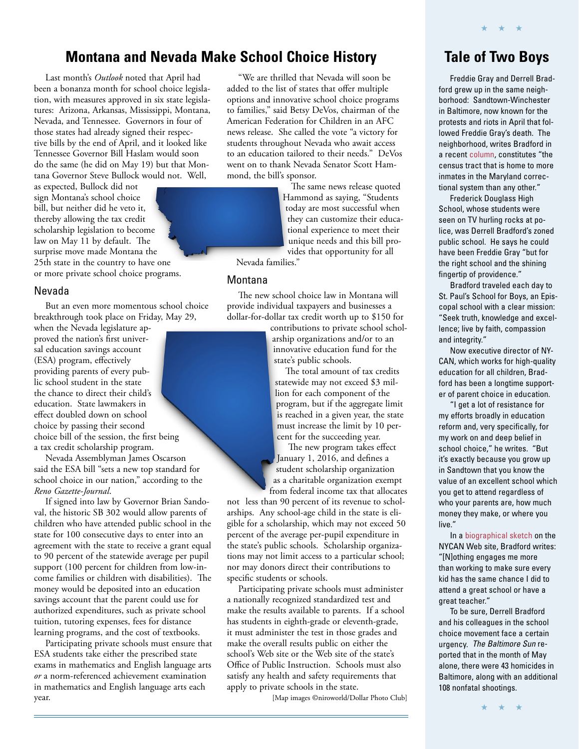# Montana and Nevada Make School Choice History

Last month's *Outlook* noted that April had been a bonanza month for school choice legislation, with measures approved in six state legislatures: Arizona, Arkansas, Mississippi, Montana, Nevada, and Tennessee. Governors in four of those states had already signed their respective bills by the end of April, and it looked like Tennessee Governor Bill Haslam would soon do the same (he did on May 19) but that Montana Governor Steve Bullock would not. Well, as expected, Bullock did not sign Montana's school choice bill, but neither did he veto it, thereby allowing the tax credit scholarship legislation to become law on May 11 by default. The surprise move made Montana the 25th state in the country to have one or more private school choice programs.

## Nevada

But an even more momentous school choice breakthrough took place on Friday, May 29, when the Nevada legislature approved the nation's first universal education savings account (ESA) program, effectively providing parents of every public school student in the state the chance to direct their child's education. State lawmakers in effect doubled down on school choice by passing their second choice bill of the session, the first being a tax credit scholarship program.

Nevada Assemblyman James Oscarson said the ESA bill "sets a new top standard for school choice in our nation," according to the *Reno Gazette-Journal*.

If signed into law by Governor Brian Sandoval, the historic SB 302 would allow parents of children who have attended public school in the state for 100 consecutive days to enter into an agreement with the state to receive a grant equal to 90 percent of the statewide average per pupil support (100 percent for children from low-income families or children with disabilities). The money would be deposited into an education savings account that the parent could use for authorized expenditures, such as private school tuition, tutoring expenses, fees for distance learning programs, and the cost of textbooks.

Participating private schools must ensure that ESA students take either the prescribed state exams in mathematics and English language arts *or* a norm-referenced achievement examination in mathematics and English language arts each year.

"We are thrilled that Nevada will soon be added to the list of states that offer multiple options and innovative school choice programs to families," said Betsy DeVos, chairman of the American Federation for Children in an AFC news release. She called the vote "a victory for students throughout Nevada who await access to an education tailored to their needs." DeVos went on to thank Nevada Senator Scott Hammond, the bill's sponsor.

The same news release quoted Hammond as saying, "Students today are most successful when they can customize their educational experience to meet their unique needs and this bill provides that opportunity for all Nevada families."

## Montana

The new school choice law in Montana will provide individual taxpayers and businesses a dollar-for-dollar tax credit worth up to $150 for contributions to private school scholarship organizations and/or to an innovative education fund for the state's public schools.

The total amount of tax credits statewide may not exceed $3 million for each component of the program, but if the aggregate limit is reached in a given year, the state must increase the limit by 10 percent for the succeeding year.

The new program takes effect January 1, 2016, and defines a student scholarship organization as a charitable organization exempt from federal income tax that allocates not less than 90 percent of its revenue to scholarships. Any school-age child in the state is eligible for a scholarship, which may not exceed 50 percent of the average per-pupil expenditure in the state's public schools. Scholarship organizations may not limit access to a particular school; nor may donors direct their contributions to specific students or schools.

Participating private schools must administer a nationally recognized standardized test and make the results available to parents. If a school has students in eighth-grade or eleventh-grade, it must administer the test in those grades and make the overall results public on either the school's Web site or the Web site of the state's Office of Public Instruction. Schools must also satisfy any health and safety requirements that apply to private schools in the state.

[Map images ©niroworld/Dollar Photo Club]

# Tale of Two Boys

Freddie Gray and Derrell Bradford grew up in the same neighborhood: Sandtown-Winchester in Baltimore, now known for the protests and riots in April that followed Freddie Gray's death. The neighborhood, writes Bradford in a recent column, constitutes "the census tract that is home to more inmates in the Maryland correctional system than any other."

Frederick Douglass High School, whose students were seen on TV hurling rocks at police, was Derrell Bradford's zoned public school. He says he could have been Freddie Gray "but for the right school and the shining fingertip of providence."

Bradford traveled each day to St. Paul's School for Boys, an Episcopal school with a clear mission: "Seek truth, knowledge and excellence; live by faith, compassion and integrity."

Now executive director of NYCAN, which works for high-quality education for all children, Bradford has been a longtime supporter of parent choice in education.

"I get a lot of resistance for my efforts broadly in education reform and, very specifically, for my work on and deep belief in school choice," he writes. "But it's exactly because you grow up in Sandtown that you know the value of an excellent school which you get to attend regardless of who your parents are, how much money they make, or where you live."

In a biographical sketch on the NYCAN Web site, Bradford writes: "[N]othing engages me more than working to make sure every kid has the same chance I did to attend a great school or have a great teacher."

To be sure, Derrell Bradford and his colleagues in the school choice movement face a certain urgency. *The Baltimore Sun* reported that in the month of May alone, there were 43 homicides in Baltimore, along with an additional 108 nonfatal shootings.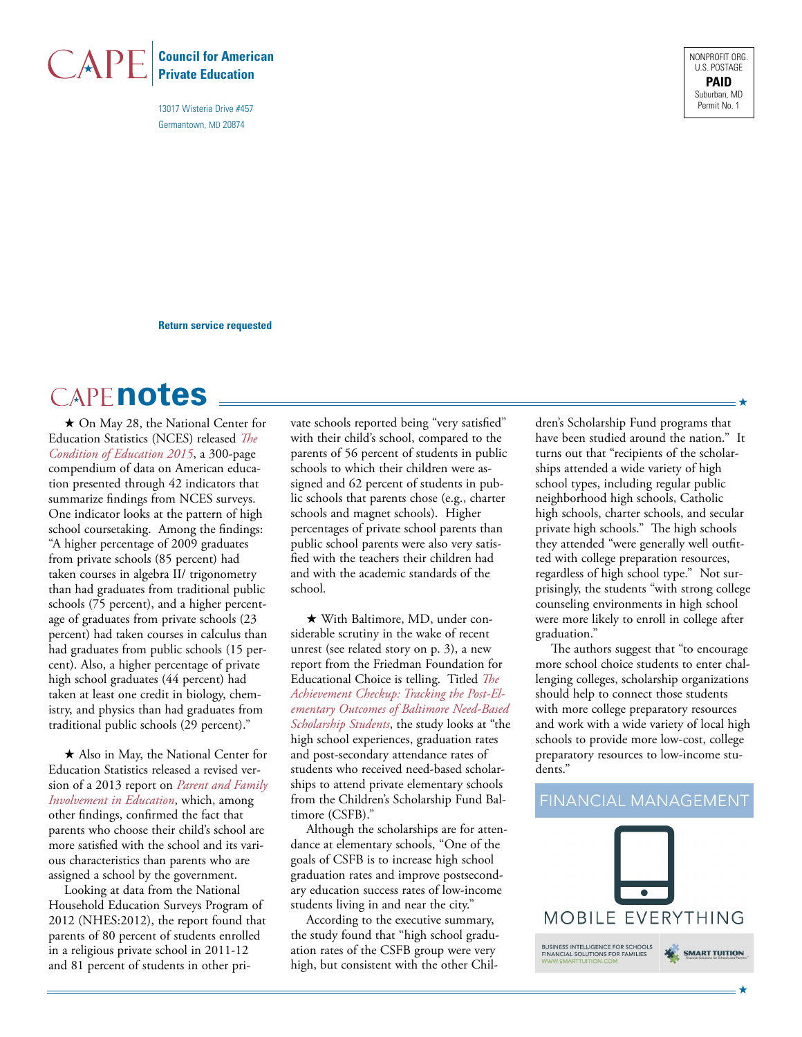CAPE Council for American Private Education

13017 Wisteria Drive #457
Germantown, MD 20874

NONPROFIT ORG.
U.S. POSTAGE
**PAID**
Suburban, MD
Permit No. 1

**Return service requested**

# CAPE notes

★ On May 28, the National Center for Education Statistics (NCES) released *The Condition of Education 2015*, a 300-page compendium of data on American education presented through 42 indicators that summarize findings from NCES surveys. One indicator looks at the pattern of high school coursetaking. Among the findings: "A higher percentage of 2009 graduates from private schools (85 percent) had taken courses in algebra II/ trigonometry than had graduates from traditional public schools (75 percent), and a higher percentage of graduates from private schools (23 percent) had taken courses in calculus than had graduates from public schools (15 percent). Also, a higher percentage of private high school graduates (44 percent) had taken at least one credit in biology, chemistry, and physics than had graduates from traditional public schools (29 percent)."

★ Also in May, the National Center for Education Statistics released a revised version of a 2013 report on *Parent and Family Involvement in Education*, which, among other findings, confirmed the fact that parents who choose their child's school are more satisfied with the school and its various characteristics than parents who are assigned a school by the government.

Looking at data from the National Household Education Surveys Program of 2012 (NHES:2012), the report found that parents of 80 percent of students enrolled in a religious private school in 2011-12 and 81 percent of students in other private schools reported being "very satisfied" with their child's school, compared to the parents of 56 percent of students in public schools to which their children were assigned and 62 percent of students in public schools that parents chose (e.g., charter schools and magnet schools). Higher percentages of private school parents than public school parents were also very satisfied with the teachers their children had and with the academic standards of the school.

★ With Baltimore, MD, under considerable scrutiny in the wake of recent unrest (see related story on p. 3), a new report from the Friedman Foundation for Educational Choice is telling. Titled *The Achievement Checkup: Tracking the Post-Elementary Outcomes of Baltimore Need-Based Scholarship Students*, the study looks at "the high school experiences, graduation rates and post-secondary attendance rates of students who received need-based scholarships to attend private elementary schools from the Children's Scholarship Fund Baltimore (CSFB)."

Although the scholarships are for attendance at elementary schools, "One of the goals of CSFB is to increase high school graduation rates and improve postsecondary education success rates of low-income students living in and near the city."

According to the executive summary, the study found that "high school graduation rates of the CSFB group were very high, but consistent with the other Children's Scholarship Fund programs that have been studied around the nation." It turns out that "recipients of the scholarships attended a wide variety of high school types, including regular public neighborhood high schools, Catholic high schools, charter schools, and secular private high schools." The high schools they attended "were generally well outfitted with college preparation resources, regardless of high school type." Not surprisingly, the students "with strong college counseling environments in high school were more likely to enroll in college after graduation."

The authors suggest that "to encourage more school choice students to enter challenging colleges, scholarship organizations should help to connect those students with more college preparatory resources and work with a wide variety of local high schools to provide more low-cost, college preparatory resources to low-income students."

FINANCIAL MANAGEMENT

MOBILE EVERYTHING

BUSINESS INTELLIGENCE FOR SCHOOLS
FINANCIAL SOLUTIONS FOR FAMILIES
WWW.SMARTTUITION.COM

SMART TUITION